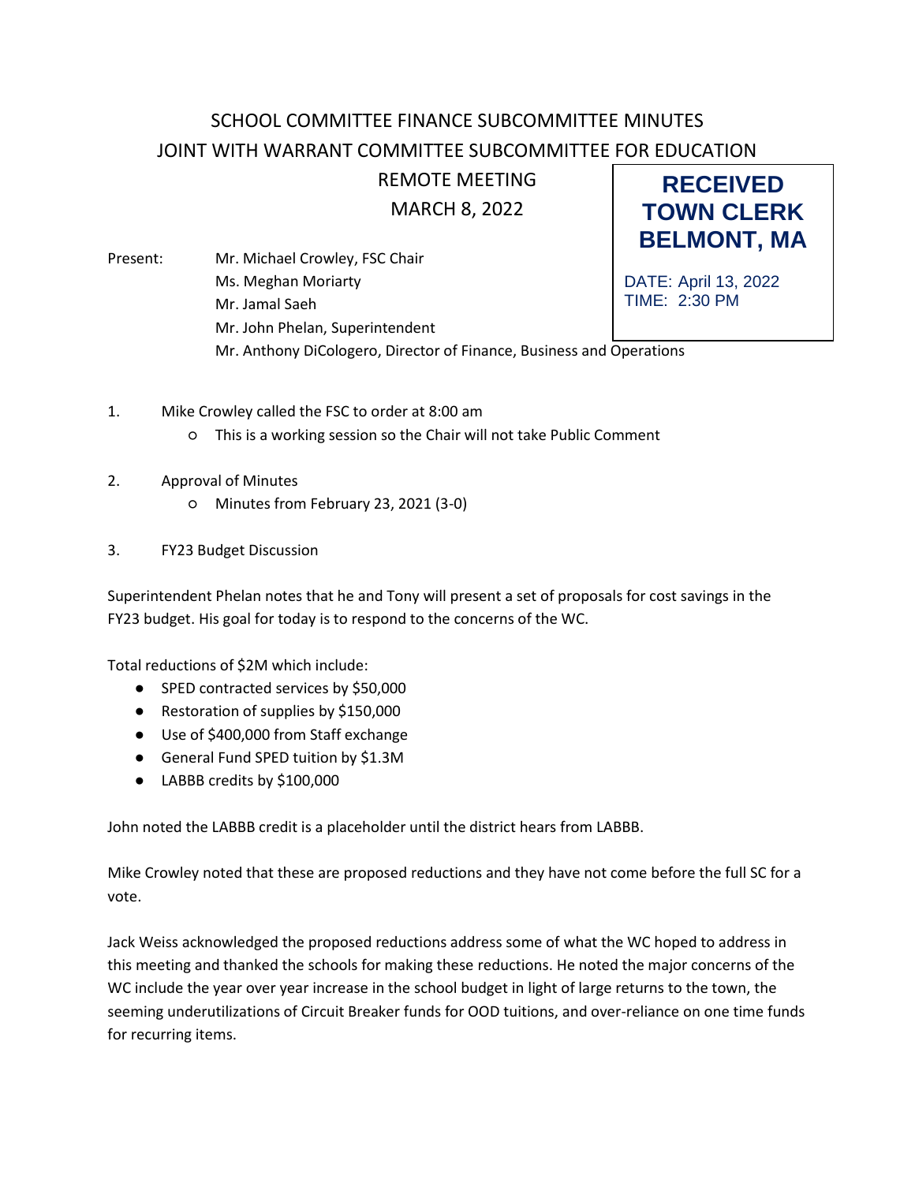# SCHOOL COMMITTEE FINANCE SUBCOMMITTEE MINUTES
## JOINT WITH WARRANT COMMITTEE SUBCOMMITTEE FOR EDUCATION
### REMOTE MEETING
### MARCH 8, 2022

**RECEIVED**
**TOWN CLERK**
**BELMONT, MA**

DATE: April 13, 2022
TIME: 2:30 PM

Present: Mr. Michael Crowley, FSC Chair
Ms. Meghan Moriarty
Mr. Jamal Saeh
Mr. John Phelan, Superintendent
Mr. Anthony DiCologero, Director of Finance, Business and Operations

1. Mike Crowley called the FSC to order at 8:00 am
   - This is a working session so the Chair will not take Public Comment

2. Approval of Minutes
   - Minutes from February 23, 2021 (3-0)

3. FY23 Budget Discussion

Superintendent Phelan notes that he and Tony will present a set of proposals for cost savings in the FY23 budget. His goal for today is to respond to the concerns of the WC.

Total reductions of $2M which include:

- SPED contracted services by $50,000
- Restoration of supplies by $150,000
- Use of $400,000 from Staff exchange
- General Fund SPED tuition by $1.3M
- LABBB credits by $100,000

John noted the LABBB credit is a placeholder until the district hears from LABBB.

Mike Crowley noted that these are proposed reductions and they have not come before the full SC for a vote.

Jack Weiss acknowledged the proposed reductions address some of what the WC hoped to address in this meeting and thanked the schools for making these reductions. He noted the major concerns of the WC include the year over year increase in the school budget in light of large returns to the town, the seeming underutilizations of Circuit Breaker funds for OOD tuitions, and over-reliance on one time funds for recurring items.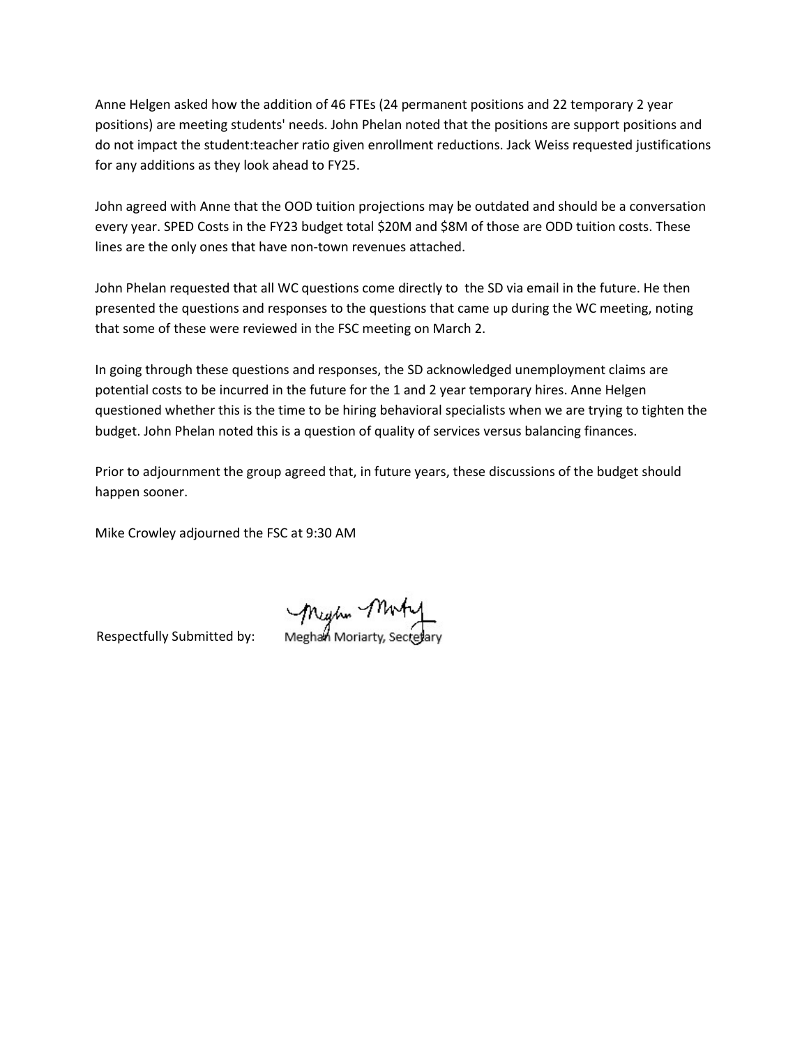Anne Helgen asked how the addition of 46 FTEs (24 permanent positions and 22 temporary 2 year positions) are meeting students' needs. John Phelan noted that the positions are support positions and do not impact the student:teacher ratio given enrollment reductions. Jack Weiss requested justifications for any additions as they look ahead to FY25.

John agreed with Anne that the OOD tuition projections may be outdated and should be a conversation every year. SPED Costs in the FY23 budget total $20M and $8M of those are ODD tuition costs. These lines are the only ones that have non-town revenues attached.

John Phelan requested that all WC questions come directly to the SD via email in the future. He then presented the questions and responses to the questions that came up during the WC meeting, noting that some of these were reviewed in the FSC meeting on March 2.

In going through these questions and responses, the SD acknowledged unemployment claims are potential costs to be incurred in the future for the 1 and 2 year temporary hires. Anne Helgen questioned whether this is the time to be hiring behavioral specialists when we are trying to tighten the budget. John Phelan noted this is a question of quality of services versus balancing finances.

Prior to adjournment the group agreed that, in future years, these discussions of the budget should happen sooner.

Mike Crowley adjourned the FSC at 9:30 AM

Respectfully Submitted by: Meghan Moriarty, Secretary